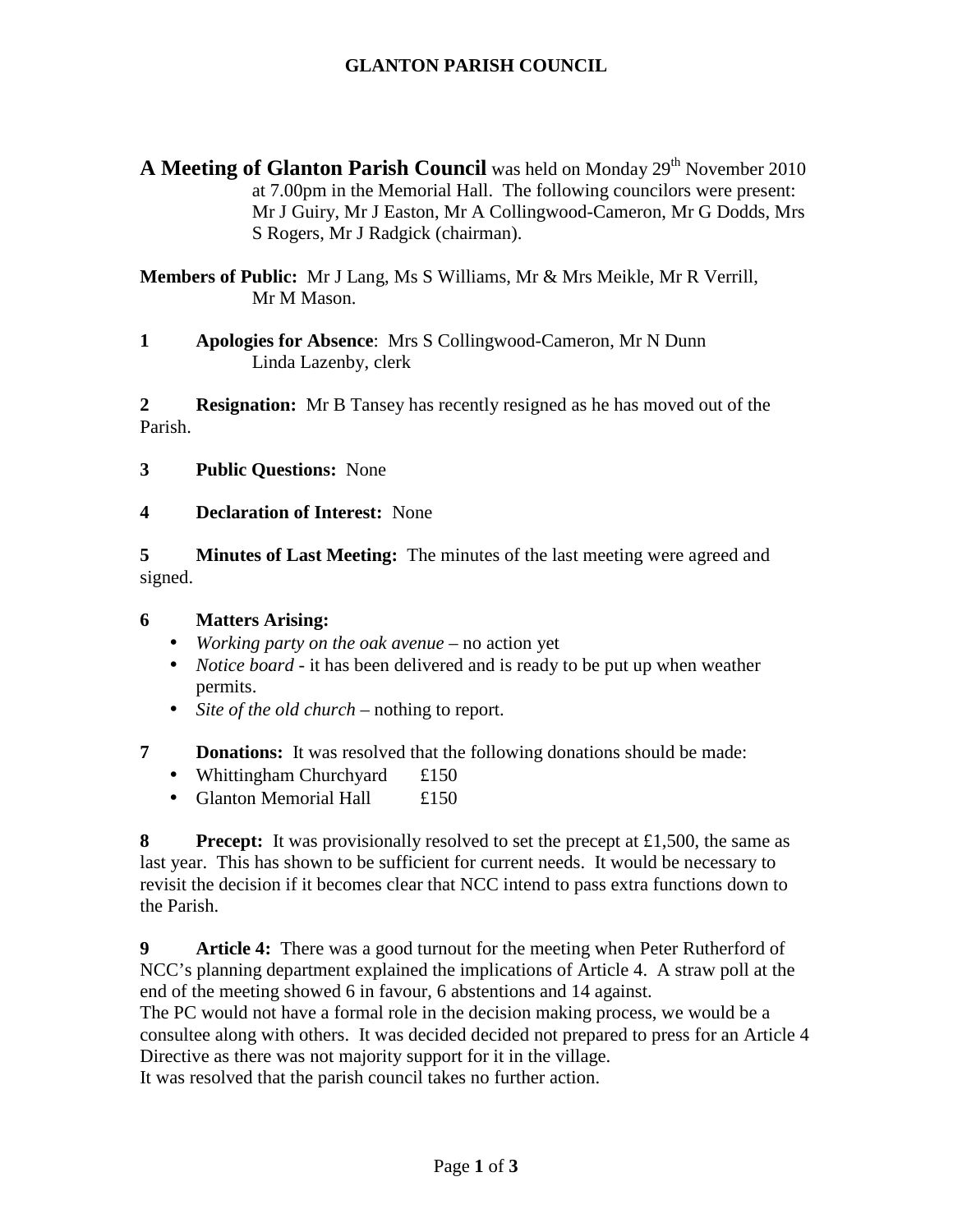# GLANTON PARISH COUNCIL

**A Meeting of Glanton Parish Council** was held on Monday 29th November 2010 at 7.00pm in the Memorial Hall. The following councilors were present: Mr J Guiry, Mr J Easton, Mr A Collingwood-Cameron, Mr G Dodds, Mrs S Rogers, Mr J Radgick (chairman).

**Members of Public:** Mr J Lang, Ms S Williams, Mr & Mrs Meikle, Mr R Verrill, Mr M Mason.

**1 Apologies for Absence**: Mrs S Collingwood-Cameron, Mr N Dunn
Linda Lazenby, clerk

**2 Resignation:** Mr B Tansey has recently resigned as he has moved out of the Parish.

**3 Public Questions:** None

**4 Declaration of Interest:** None

**5 Minutes of Last Meeting:** The minutes of the last meeting were agreed and signed.

**6 Matters Arising:**

- *Working party on the oak avenue* – no action yet
- *Notice board* - it has been delivered and is ready to be put up when weather permits.
- *Site of the old church* – nothing to report.

**7 Donations:** It was resolved that the following donations should be made:

- Whittingham Churchyard £150
- Glanton Memorial Hall £150

**8 Precept:** It was provisionally resolved to set the precept at £1,500, the same as last year. This has shown to be sufficient for current needs. It would be necessary to revisit the decision if it becomes clear that NCC intend to pass extra functions down to the Parish.

**9 Article 4:** There was a good turnout for the meeting when Peter Rutherford of NCC's planning department explained the implications of Article 4. A straw poll at the end of the meeting showed 6 in favour, 6 abstentions and 14 against.
The PC would not have a formal role in the decision making process, we would be a consultee along with others. It was decided decided not prepared to press for an Article 4 Directive as there was not majority support for it in the village.
It was resolved that the parish council takes no further action.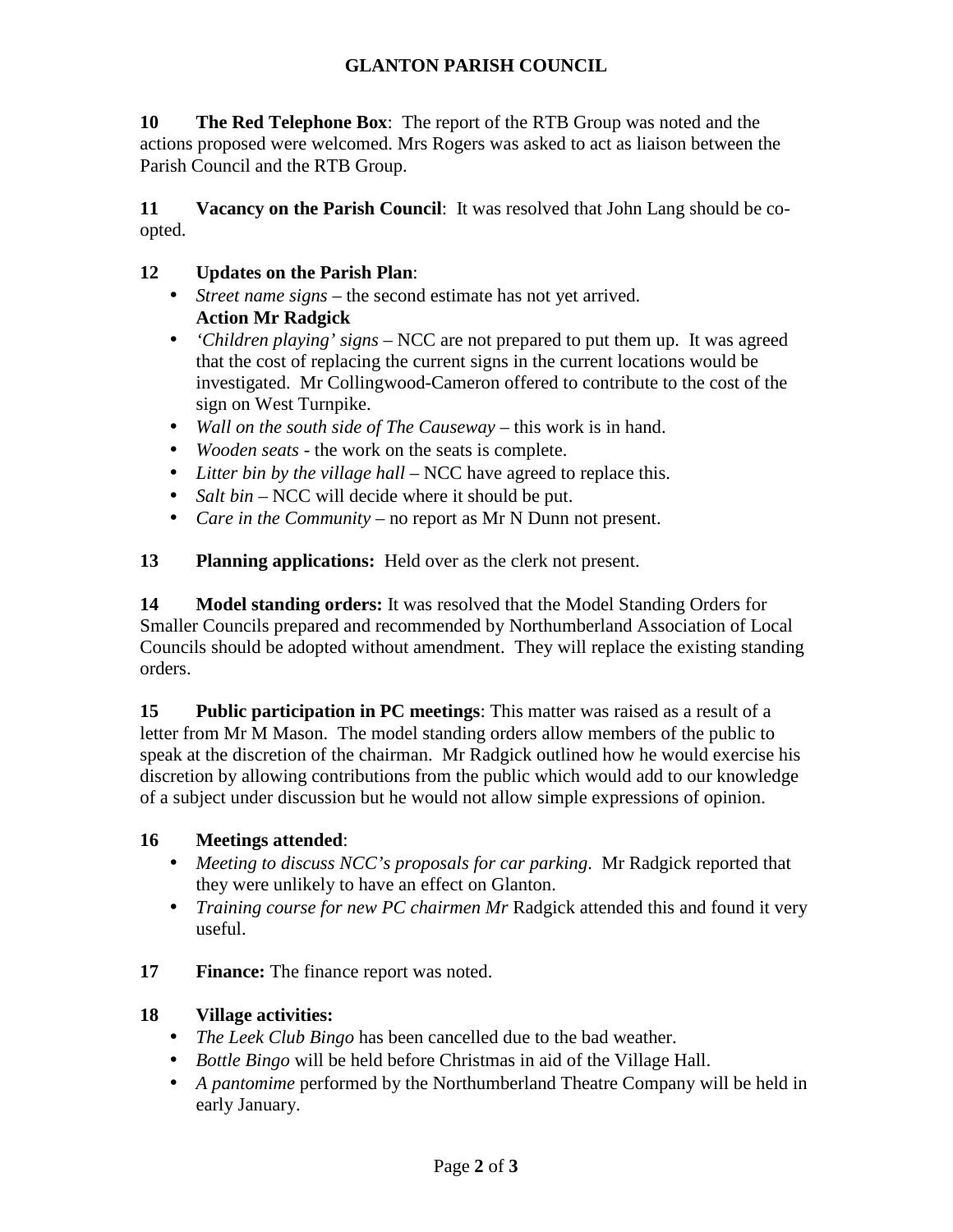**10 The Red Telephone Box**: The report of the RTB Group was noted and the actions proposed were welcomed. Mrs Rogers was asked to act as liaison between the Parish Council and the RTB Group.

**11 Vacancy on the Parish Council**: It was resolved that John Lang should be co-opted.

**12 Updates on the Parish Plan**:

- *Street name signs* – the second estimate has not yet arrived.
  **Action Mr Radgick**
- *'Children playing' signs* – NCC are not prepared to put them up. It was agreed that the cost of replacing the current signs in the current locations would be investigated. Mr Collingwood-Cameron offered to contribute to the cost of the sign on West Turnpike.
- *Wall on the south side of The Causeway* – this work is in hand.
- *Wooden seats* - the work on the seats is complete.
- *Litter bin by the village hall* – NCC have agreed to replace this.
- *Salt bin* – NCC will decide where it should be put.
- *Care in the Community* – no report as Mr N Dunn not present.

**13 Planning applications:** Held over as the clerk not present.

**14 Model standing orders:** It was resolved that the Model Standing Orders for Smaller Councils prepared and recommended by Northumberland Association of Local Councils should be adopted without amendment. They will replace the existing standing orders.

**15 Public participation in PC meetings**: This matter was raised as a result of a letter from Mr M Mason. The model standing orders allow members of the public to speak at the discretion of the chairman. Mr Radgick outlined how he would exercise his discretion by allowing contributions from the public which would add to our knowledge of a subject under discussion but he would not allow simple expressions of opinion.

**16 Meetings attended**:

- *Meeting to discuss NCC's proposals for car parking.* Mr Radgick reported that they were unlikely to have an effect on Glanton.
- *Training course for new PC chairmen Mr* Radgick attended this and found it very useful.

**17 Finance:** The finance report was noted.

**18 Village activities:**

- *The Leek Club Bingo* has been cancelled due to the bad weather.
- *Bottle Bingo* will be held before Christmas in aid of the Village Hall.
- *A pantomime* performed by the Northumberland Theatre Company will be held in early January.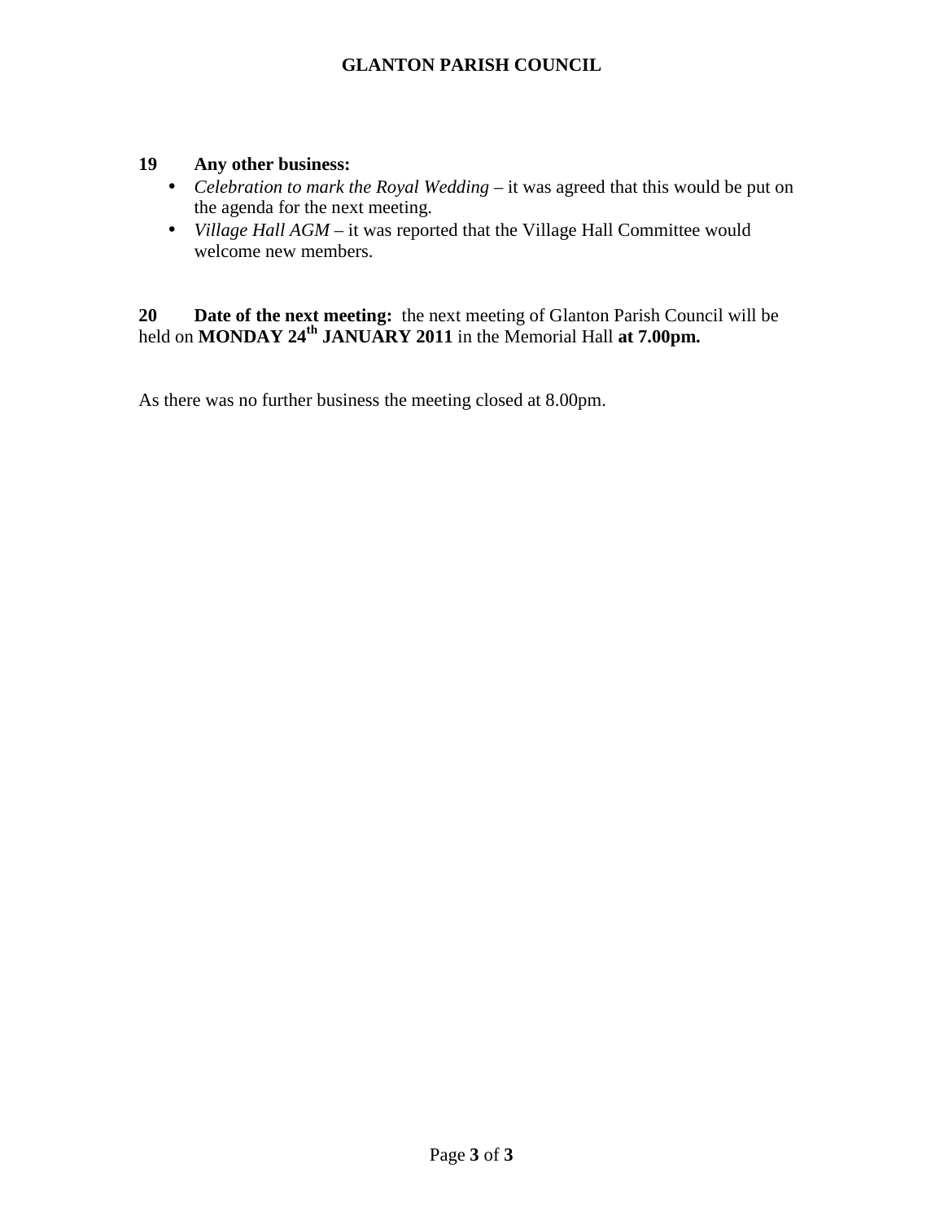**19 Any other business:**

- *Celebration to mark the Royal Wedding* – it was agreed that this would be put on the agenda for the next meeting.
- *Village Hall AGM* – it was reported that the Village Hall Committee would welcome new members.

**20 Date of the next meeting:** the next meeting of Glanton Parish Council will be held on **MONDAY 24th JANUARY 2011** in the Memorial Hall **at 7.00pm.**

As there was no further business the meeting closed at 8.00pm.